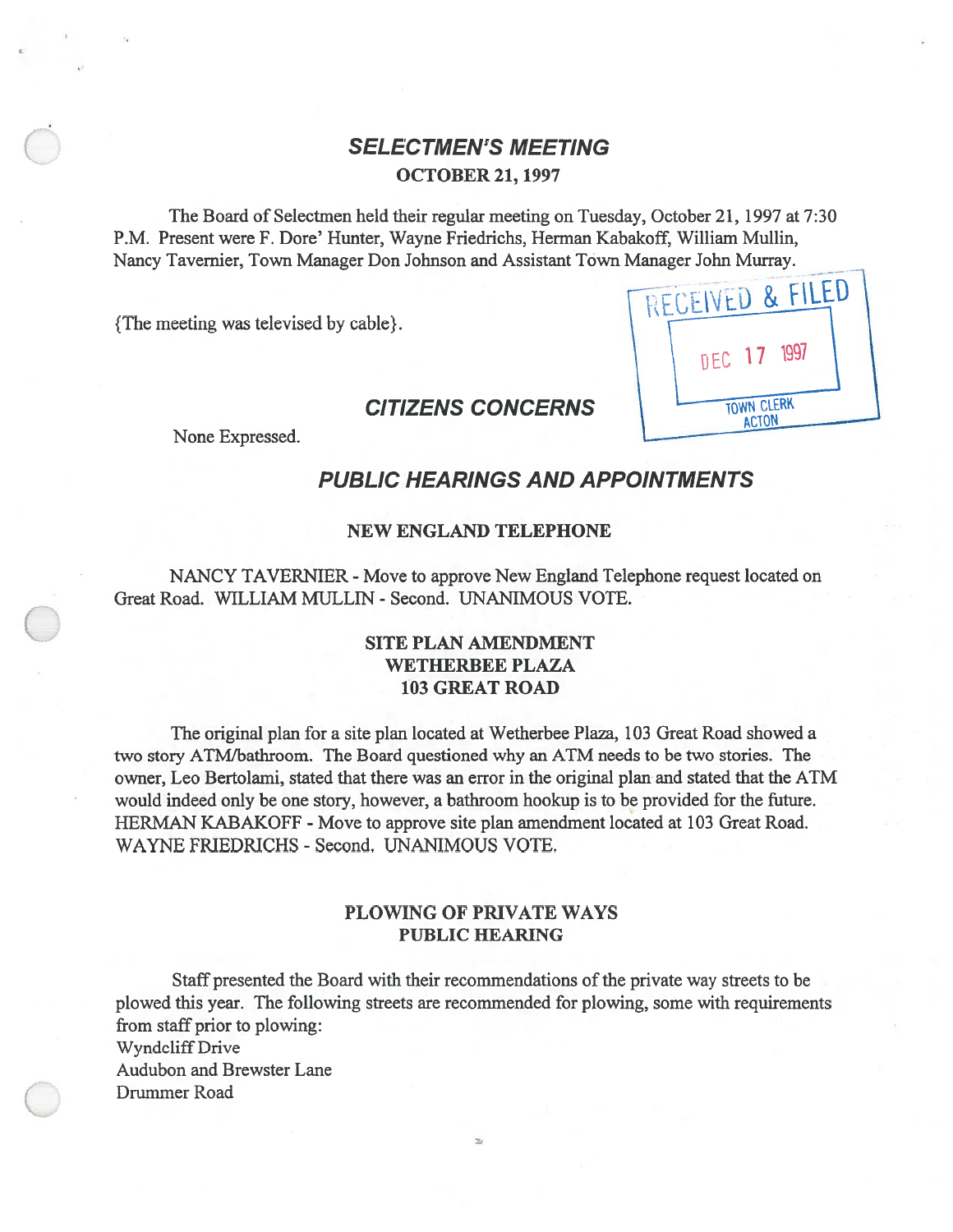# SELECTMEN'S MEETING

**OCTOBER 21, 1997**

The Board of Selectmen held their regular meeting on Tuesday, October 21, 1997 at 7:30 P.M. Present were F. Dore' Hunter, Wayne Friedrichs, Herman Kabakoff, William Mullin, Nancy Tavernier, Town Manager Don Johnson and Assistant Town Manager John Murray.

RECEIVED & FILED
DEC 17 1997
TOWN CLERK
ACTON

{The meeting was televised by cable}.

## CITIZENS CONCERNS

None Expressed.

## PUBLIC HEARINGS AND APPOINTMENTS

### NEW ENGLAND TELEPHONE

NANCY TAVERNIER - Move to approve New England Telephone request located on Great Road. WILLIAM MULLIN - Second. UNANIMOUS VOTE.

### SITE PLAN AMENDMENT
### WETHERBEE PLAZA
### 103 GREAT ROAD

The original plan for a site plan located at Wetherbee Plaza, 103 Great Road showed a two story ATM/bathroom. The Board questioned why an ATM needs to be two stories. The owner, Leo Bertolami, stated that there was an error in the original plan and stated that the ATM would indeed only be one story, however, a bathroom hookup is to be provided for the future. HERMAN KABAKOFF - Move to approve site plan amendment located at 103 Great Road. WAYNE FRIEDRICHS - Second. UNANIMOUS VOTE.

### PLOWING OF PRIVATE WAYS
### PUBLIC HEARING

Staff presented the Board with their recommendations of the private way streets to be plowed this year. The following streets are recommended for plowing, some with requirements from staff prior to plowing:

Wyndcliff Drive
Audubon and Brewster Lane
Drummer Road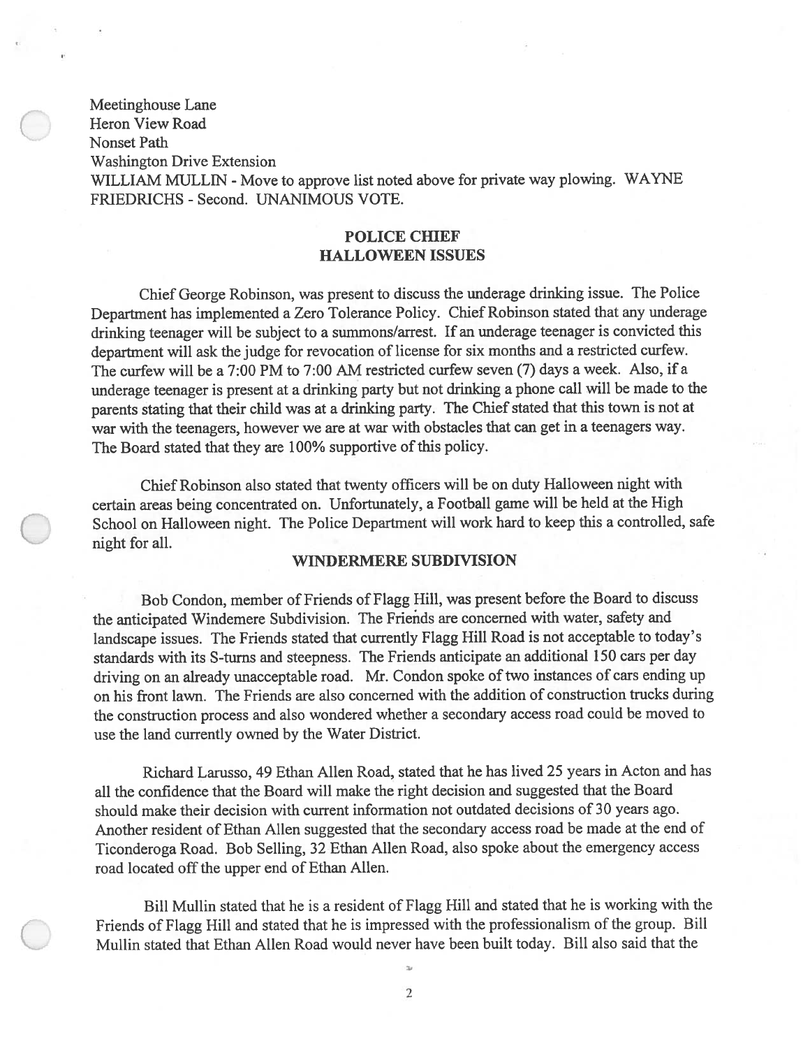Meetinghouse Lane
Heron View Road
Nonset Path
Washington Drive Extension
WILLIAM MULLIN - Move to approve list noted above for private way plowing. WAYNE FRIEDRICHS - Second. UNANIMOUS VOTE.

## POLICE CHIEF
## HALLOWEEN ISSUES

Chief George Robinson, was present to discuss the underage drinking issue. The Police Department has implemented a Zero Tolerance Policy. Chief Robinson stated that any underage drinking teenager will be subject to a summons/arrest. If an underage teenager is convicted this department will ask the judge for revocation of license for six months and a restricted curfew. The curfew will be a 7:00 PM to 7:00 AM restricted curfew seven (7) days a week. Also, if a underage teenager is present at a drinking party but not drinking a phone call will be made to the parents stating that their child was at a drinking party. The Chief stated that this town is not at war with the teenagers, however we are at war with obstacles that can get in a teenagers way. The Board stated that they are 100% supportive of this policy.

Chief Robinson also stated that twenty officers will be on duty Halloween night with certain areas being concentrated on. Unfortunately, a Football game will be held at the High School on Halloween night. The Police Department will work hard to keep this a controlled, safe night for all.

## WINDERMERE SUBDIVISION

Bob Condon, member of Friends of Flagg Hill, was present before the Board to discuss the anticipated Windemere Subdivision. The Friends are concerned with water, safety and landscape issues. The Friends stated that currently Flagg Hill Road is not acceptable to today's standards with its S-turns and steepness. The Friends anticipate an additional 150 cars per day driving on an already unacceptable road. Mr. Condon spoke of two instances of cars ending up on his front lawn. The Friends are also concerned with the addition of construction trucks during the construction process and also wondered whether a secondary access road could be moved to use the land currently owned by the Water District.

Richard Larusso, 49 Ethan Allen Road, stated that he has lived 25 years in Acton and has all the confidence that the Board will make the right decision and suggested that the Board should make their decision with current information not outdated decisions of 30 years ago. Another resident of Ethan Allen suggested that the secondary access road be made at the end of Ticonderoga Road. Bob Selling, 32 Ethan Allen Road, also spoke about the emergency access road located off the upper end of Ethan Allen.

Bill Mullin stated that he is a resident of Flagg Hill and stated that he is working with the Friends of Flagg Hill and stated that he is impressed with the professionalism of the group. Bill Mullin stated that Ethan Allen Road would never have been built today. Bill also said that the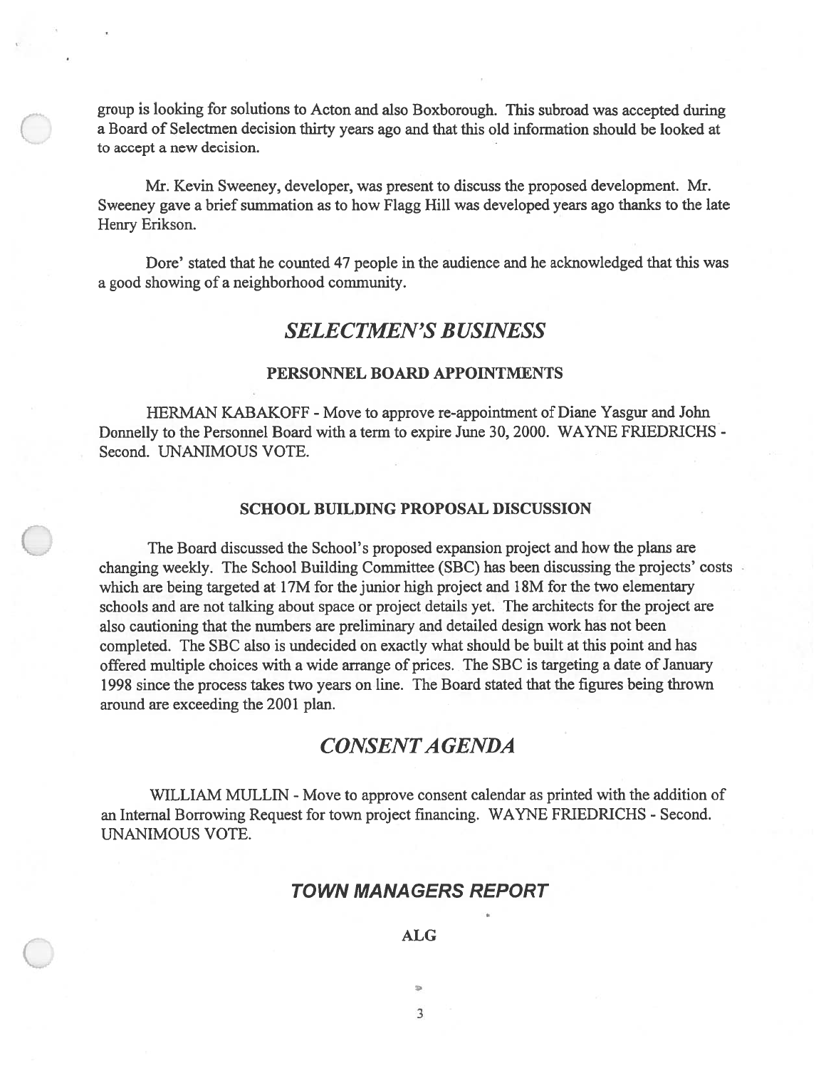group is looking for solutions to Acton and also Boxborough. This subroad was accepted during a Board of Selectmen decision thirty years ago and that this old information should be looked at to accept a new decision.

Mr. Kevin Sweeney, developer, was present to discuss the proposed development. Mr. Sweeney gave a brief summation as to how Flagg Hill was developed years ago thanks to the late Henry Erikson.

Dore' stated that he counted 47 people in the audience and he acknowledged that this was a good showing of a neighborhood community.

## *SELECTMEN'S BUSINESS*

### PERSONNEL BOARD APPOINTMENTS

HERMAN KABAKOFF - Move to approve re-appointment of Diane Yasgur and John Donnelly to the Personnel Board with a term to expire June 30, 2000. WAYNE FRIEDRICHS - Second. UNANIMOUS VOTE.

### SCHOOL BUILDING PROPOSAL DISCUSSION

The Board discussed the School's proposed expansion project and how the plans are changing weekly. The School Building Committee (SBC) has been discussing the projects' costs which are being targeted at 17M for the junior high project and 18M for the two elementary schools and are not talking about space or project details yet. The architects for the project are also cautioning that the numbers are preliminary and detailed design work has not been completed. The SBC also is undecided on exactly what should be built at this point and has offered multiple choices with a wide arrange of prices. The SBC is targeting a date of January 1998 since the process takes two years on line. The Board stated that the figures being thrown around are exceeding the 2001 plan.

## *CONSENT AGENDA*

WILLIAM MULLIN - Move to approve consent calendar as printed with the addition of an Internal Borrowing Request for town project financing. WAYNE FRIEDRICHS - Second. UNANIMOUS VOTE.

## *TOWN MANAGERS REPORT*

### ALG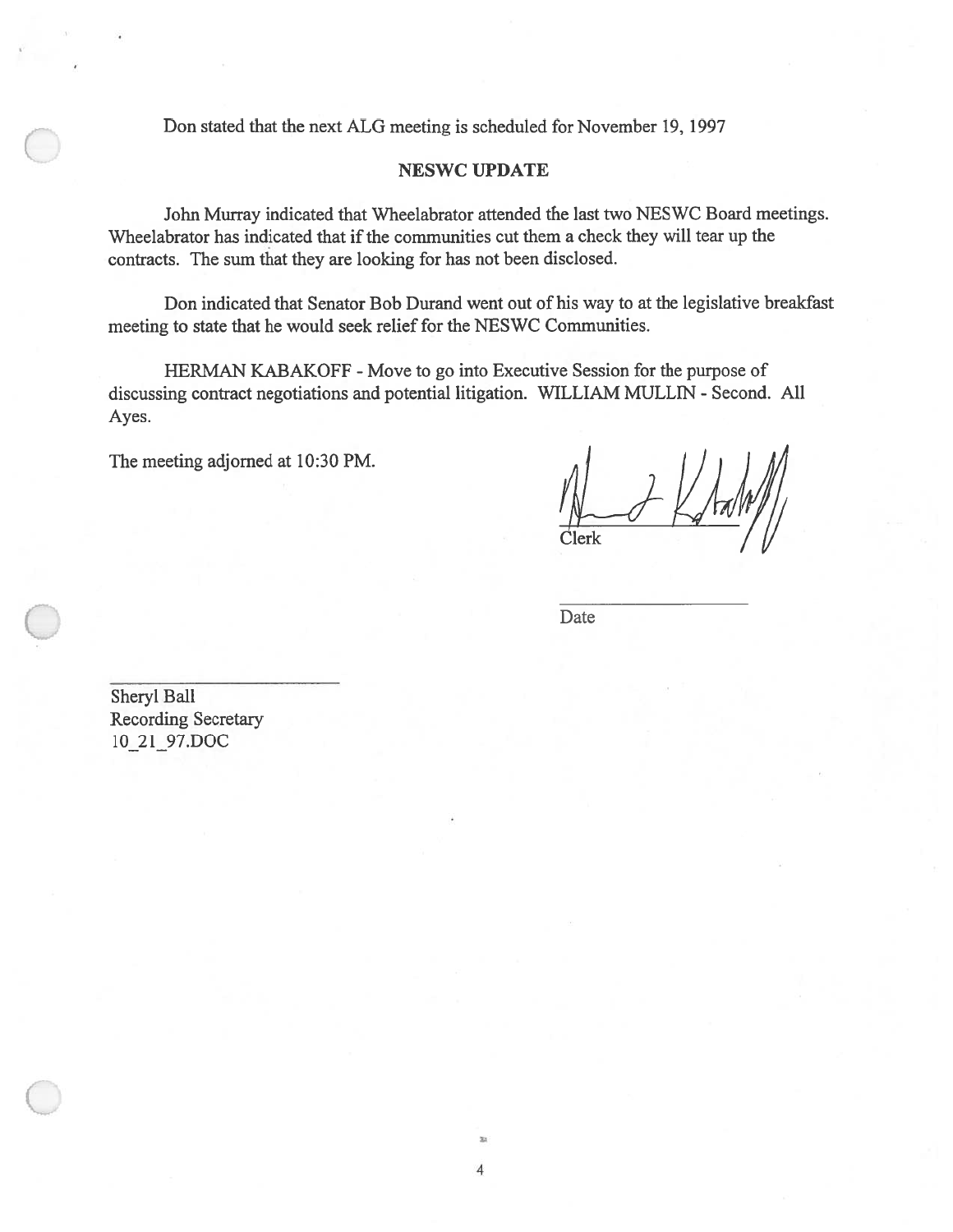Don stated that the next ALG meeting is scheduled for November 19, 1997

## NESWC UPDATE

John Murray indicated that Wheelabrator attended the last two NESWC Board meetings. Wheelabrator has indicated that if the communities cut them a check they will tear up the contracts. The sum that they are looking for has not been disclosed.

Don indicated that Senator Bob Durand went out of his way to at the legislative breakfast meeting to state that he would seek relief for the NESWC Communities.

HERMAN KABAKOFF - Move to go into Executive Session for the purpose of discussing contract negotiations and potential litigation. WILLIAM MULLIN - Second. All Ayes.

The meeting adjorned at 10:30 PM.

Clerk

Date

Sheryl Ball
Recording Secretary
10_21_97.DOC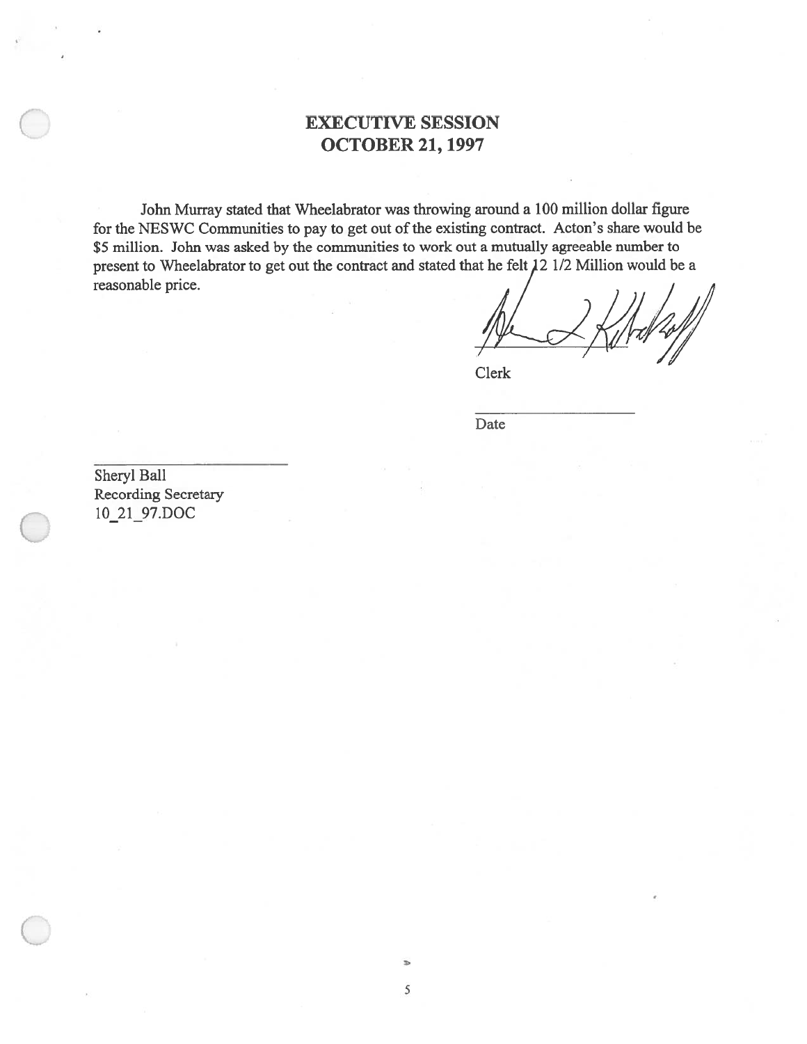# EXECUTIVE SESSION
# OCTOBER 21, 1997

John Murray stated that Wheelabrator was throwing around a 100 million dollar figure for the NESWC Communities to pay to get out of the existing contract. Acton's share would be $5 million. John was asked by the communities to work out a mutually agreeable number to present to Wheelabrator to get out the contract and stated that he felt 12 1/2 Million would be a reasonable price.

Clerk

Date

Sheryl Ball
Recording Secretary
10_21_97.DOC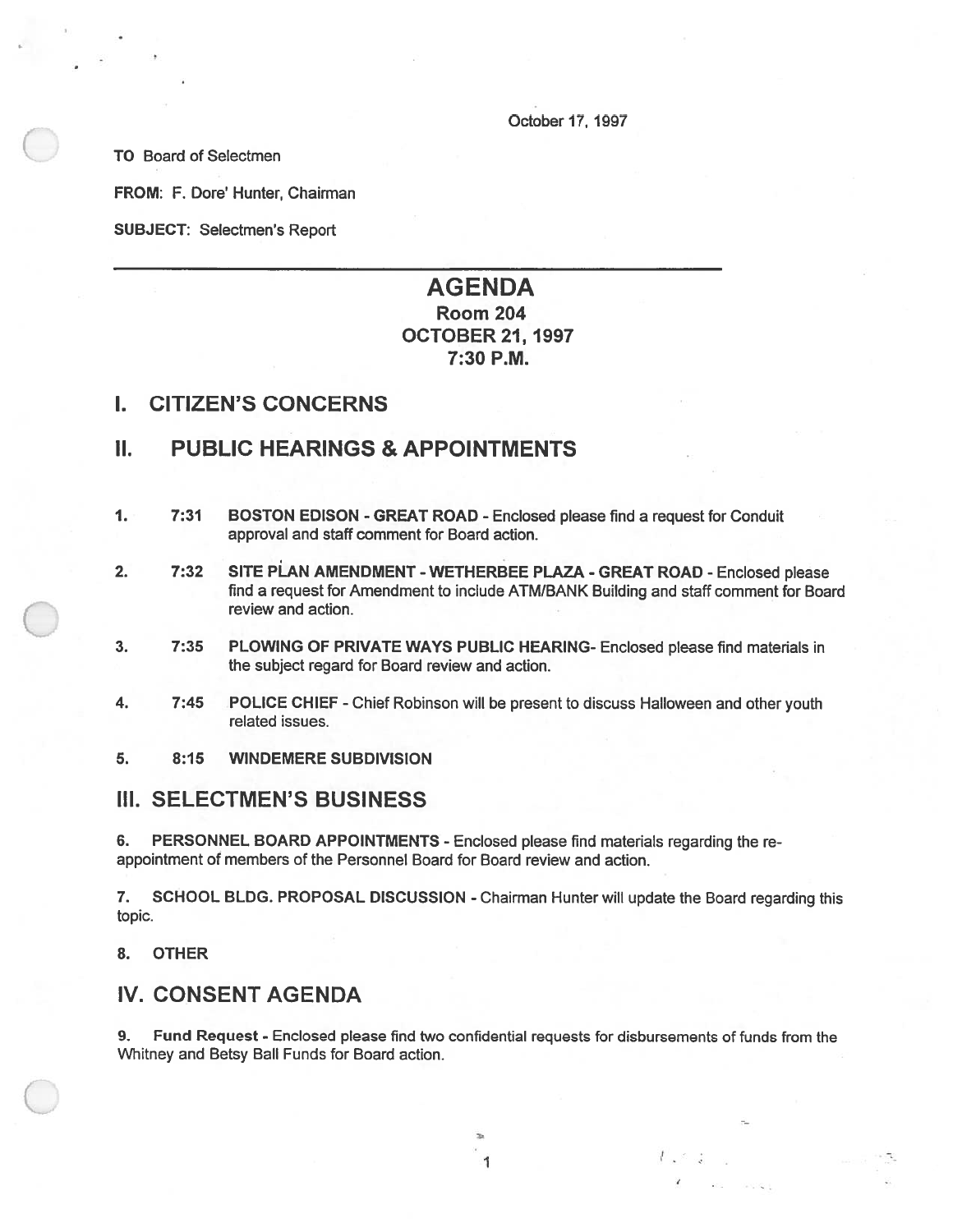October 17, 1997

**TO** Board of Selectmen

**FROM:** F. Dore' Hunter, Chairman

**SUBJECT:** Selectmen's Report

---

# AGENDA
### Room 204
### OCTOBER 21, 1997
### 7:30 P.M.

## I. CITIZEN'S CONCERNS

## II. PUBLIC HEARINGS & APPOINTMENTS

1. **7:31 BOSTON EDISON - GREAT ROAD** - Enclosed please find a request for Conduit approval and staff comment for Board action.

2. **7:32 SITE PLAN AMENDMENT - WETHERBEE PLAZA - GREAT ROAD** - Enclosed please find a request for Amendment to include ATM/BANK Building and staff comment for Board review and action.

3. **7:35 PLOWING OF PRIVATE WAYS PUBLIC HEARING**- Enclosed please find materials in the subject regard for Board review and action.

4. **7:45 POLICE CHIEF** - Chief Robinson will be present to discuss Halloween and other youth related issues.

5. **8:15 WINDEMERE SUBDIVISION**

## III. SELECTMEN'S BUSINESS

6. **PERSONNEL BOARD APPOINTMENTS** - Enclosed please find materials regarding the re-appointment of members of the Personnel Board for Board review and action.

7. **SCHOOL BLDG. PROPOSAL DISCUSSION** - Chairman Hunter will update the Board regarding this topic.

8. **OTHER**

## IV. CONSENT AGENDA

9. **Fund Request** - Enclosed please find two confidential requests for disbursements of funds from the Whitney and Betsy Ball Funds for Board action.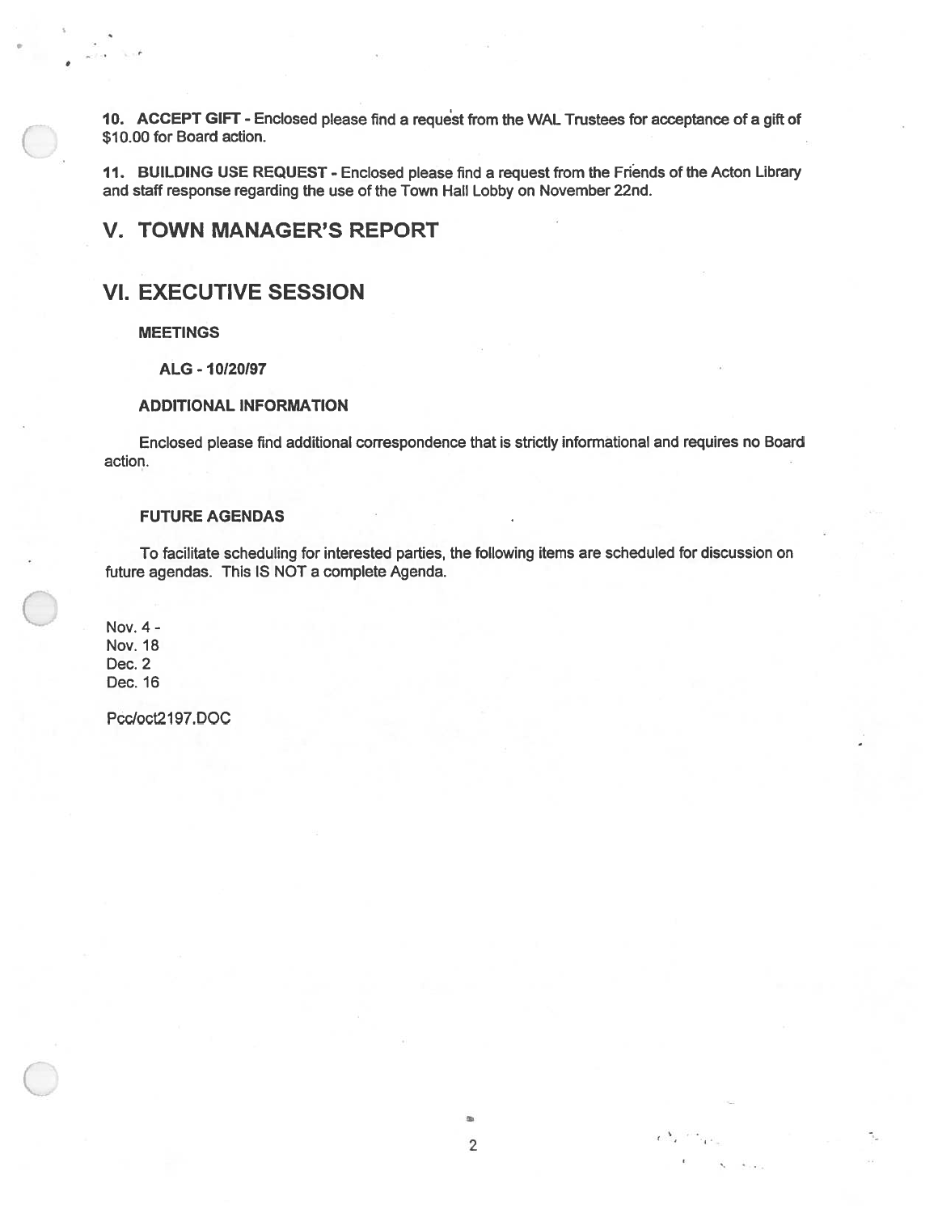**10. ACCEPT GIFT** - Enclosed please find a request from the WAL Trustees for acceptance of a gift of $10.00 for Board action.

**11. BUILDING USE REQUEST** - Enclosed please find a request from the Friends of the Acton Library and staff response regarding the use of the Town Hall Lobby on November 22nd.

## V. TOWN MANAGER'S REPORT

## VI. EXECUTIVE SESSION

**MEETINGS**

**ALG - 10/20/97**

**ADDITIONAL INFORMATION**

Enclosed please find additional correspondence that is strictly informational and requires no Board action.

**FUTURE AGENDAS**

To facilitate scheduling for interested parties, the following items are scheduled for discussion on future agendas. This IS NOT a complete Agenda.

Nov. 4 -
Nov. 18
Dec. 2
Dec. 16

Pcc/oct2197.DOC